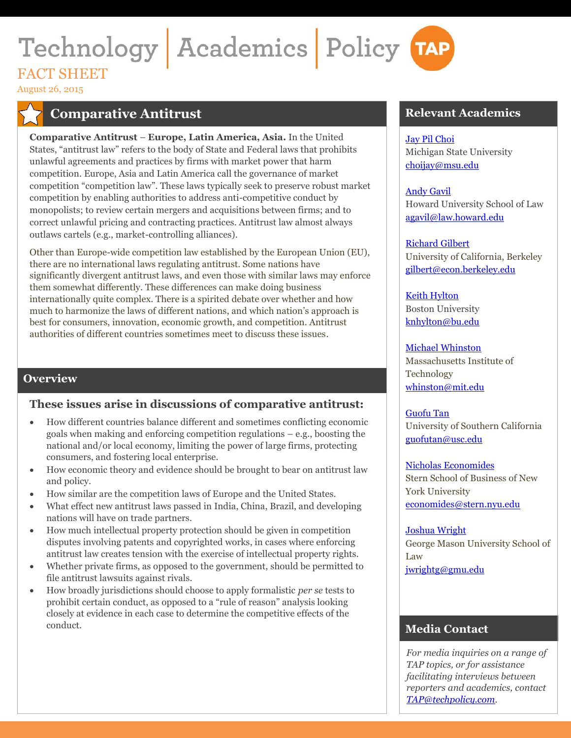# Technology | Academics | Policy

FACT SHEET

August 26, 2015

## Comparative Antitrust

**Comparative Antitrust – Europe, Latin America, Asia.** In the United States, "antitrust law" refers to the body of State and Federal laws that prohibits unlawful agreements and practices by firms with market power that harm competition. Europe, Asia and Latin America call the governance of market competition "competition law". These laws typically seek to preserve robust market competition by enabling authorities to address anti-competitive conduct by monopolists; to review certain mergers and acquisitions between firms; and to correct unlawful pricing and contracting practices. Antitrust law almost always outlaws cartels (e.g., market-controlling alliances).

Other than Europe-wide competition law established by the European Union (EU), there are no international laws regulating antitrust. Some nations have significantly divergent antitrust laws, and even those with similar laws may enforce them somewhat differently. These differences can make doing business internationally quite complex. There is a spirited debate over whether and how much to harmonize the laws of different nations, and which nation's approach is best for consumers, innovation, economic growth, and competition. Antitrust authorities of different countries sometimes meet to discuss these issues.

## Overview

### These issues arise in discussions of comparative antitrust:

- How different countries balance different and sometimes conflicting economic goals when making and enforcing competition regulations – e.g., boosting the national and/or local economy, limiting the power of large firms, protecting consumers, and fostering local enterprise.
- How economic theory and evidence should be brought to bear on antitrust law and policy.
- How similar are the competition laws of Europe and the United States.
- What effect new antitrust laws passed in India, China, Brazil, and developing nations will have on trade partners.
- How much intellectual property protection should be given in competition disputes involving patents and copyrighted works, in cases where enforcing antitrust law creates tension with the exercise of intellectual property rights.
- Whether private firms, as opposed to the government, should be permitted to file antitrust lawsuits against rivals.
- How broadly jurisdictions should choose to apply formalistic *per se* tests to prohibit certain conduct, as opposed to a "rule of reason" analysis looking closely at evidence in each case to determine the competitive effects of the conduct.

## Relevant Academics

Jay Pil Choi
Michigan State University
choijay@msu.edu

Andy Gavil
Howard University School of Law
agavil@law.howard.edu

Richard Gilbert
University of California, Berkeley
gilbert@econ.berkeley.edu

Keith Hylton
Boston University
knhylton@bu.edu

Michael Whinston
Massachusetts Institute of Technology
whinston@mit.edu

Guofu Tan
University of Southern California
guofutan@usc.edu

Nicholas Economides
Stern School of Business of New York University
economides@stern.nyu.edu

Joshua Wright
George Mason University School of Law
jwrightg@gmu.edu

## Media Contact

*For media inquiries on a range of TAP topics, or for assistance facilitating interviews between reporters and academics, contact TAP@techpolicy.com.*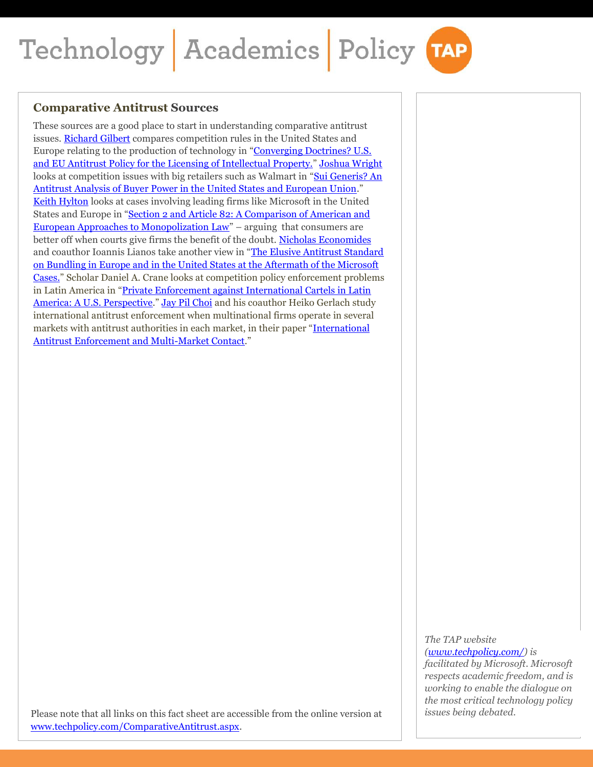## Comparative Antitrust Sources

These sources are a good place to start in understanding comparative antitrust issues. Richard Gilbert compares competition rules in the United States and Europe relating to the production of technology in "Converging Doctrines? U.S. and EU Antitrust Policy for the Licensing of Intellectual Property." Joshua Wright looks at competition issues with big retailers such as Walmart in "Sui Generis? An Antitrust Analysis of Buyer Power in the United States and European Union." Keith Hylton looks at cases involving leading firms like Microsoft in the United States and Europe in "Section 2 and Article 82: A Comparison of American and European Approaches to Monopolization Law" – arguing that consumers are better off when courts give firms the benefit of the doubt. Nicholas Economides and coauthor Ioannis Lianos take another view in "The Elusive Antitrust Standard on Bundling in Europe and in the United States at the Aftermath of the Microsoft Cases." Scholar Daniel A. Crane looks at competition policy enforcement problems in Latin America in "Private Enforcement against International Cartels in Latin America: A U.S. Perspective." Jay Pil Choi and his coauthor Heiko Gerlach study international antitrust enforcement when multinational firms operate in several markets with antitrust authorities in each market, in their paper "International Antitrust Enforcement and Multi-Market Contact."

Please note that all links on this fact sheet are accessible from the online version at www.techpolicy.com/ComparativeAntitrust.aspx.

*The TAP website (www.techpolicy.com/) is facilitated by Microsoft. Microsoft respects academic freedom, and is working to enable the dialogue on the most critical technology policy issues being debated.*